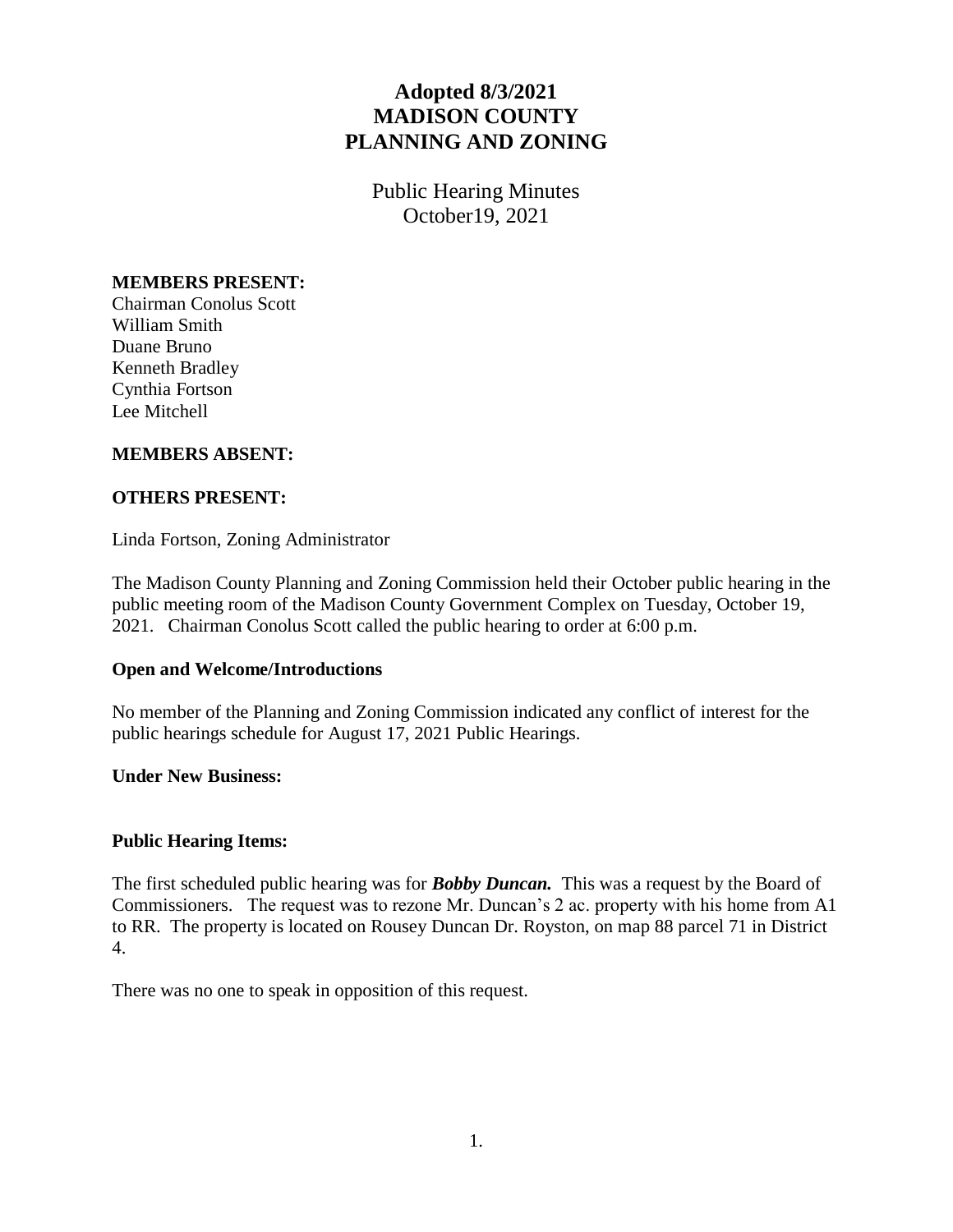# Adopted 8/3/2021
# MADISON COUNTY
# PLANNING AND ZONING

Public Hearing Minutes
October19, 2021

**MEMBERS PRESENT:**
Chairman Conolus Scott
William Smith
Duane Bruno
Kenneth Bradley
Cynthia Fortson
Lee Mitchell

**MEMBERS ABSENT:**

**OTHERS PRESENT:**

Linda Fortson, Zoning Administrator

The Madison County Planning and Zoning Commission held their October public hearing in the public meeting room of the Madison County Government Complex on Tuesday, October 19, 2021. Chairman Conolus Scott called the public hearing to order at 6:00 p.m.

**Open and Welcome/Introductions**

No member of the Planning and Zoning Commission indicated any conflict of interest for the public hearings schedule for August 17, 2021 Public Hearings.

**Under New Business:**

**Public Hearing Items:**

The first scheduled public hearing was for ***Bobby Duncan.*** This was a request by the Board of Commissioners. The request was to rezone Mr. Duncan's 2 ac. property with his home from A1 to RR. The property is located on Rousey Duncan Dr. Royston, on map 88 parcel 71 in District 4.

There was no one to speak in opposition of this request.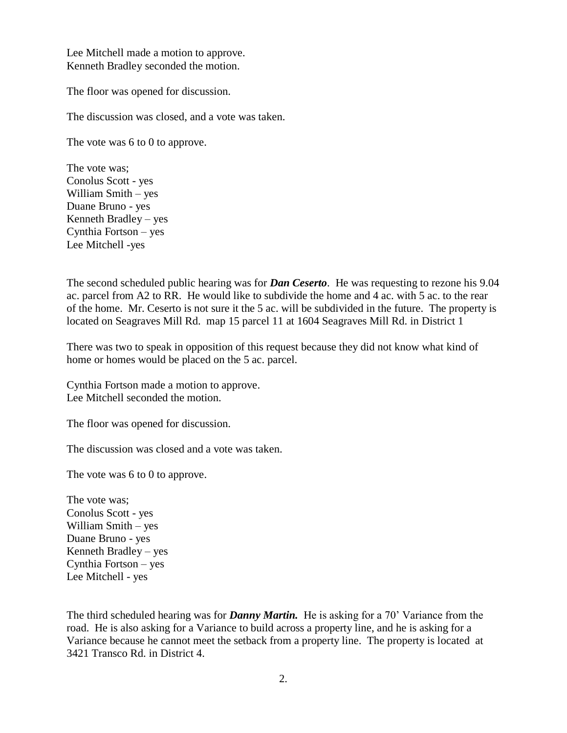Lee Mitchell made a motion to approve.
Kenneth Bradley seconded the motion.

The floor was opened for discussion.

The discussion was closed, and a vote was taken.

The vote was 6 to 0 to approve.

The vote was;
Conolus Scott - yes
William Smith – yes
Duane Bruno - yes
Kenneth Bradley – yes
Cynthia Fortson – yes
Lee Mitchell -yes

The second scheduled public hearing was for ***Dan Ceserto***. He was requesting to rezone his 9.04 ac. parcel from A2 to RR. He would like to subdivide the home and 4 ac. with 5 ac. to the rear of the home. Mr. Ceserto is not sure it the 5 ac. will be subdivided in the future. The property is located on Seagraves Mill Rd. map 15 parcel 11 at 1604 Seagraves Mill Rd. in District 1

There was two to speak in opposition of this request because they did not know what kind of home or homes would be placed on the 5 ac. parcel.

Cynthia Fortson made a motion to approve.
Lee Mitchell seconded the motion.

The floor was opened for discussion.

The discussion was closed and a vote was taken.

The vote was 6 to 0 to approve.

The vote was;
Conolus Scott - yes
William Smith – yes
Duane Bruno - yes
Kenneth Bradley – yes
Cynthia Fortson – yes
Lee Mitchell - yes

The third scheduled hearing was for ***Danny Martin.*** He is asking for a 70' Variance from the road. He is also asking for a Variance to build across a property line, and he is asking for a Variance because he cannot meet the setback from a property line. The property is located at 3421 Transco Rd. in District 4.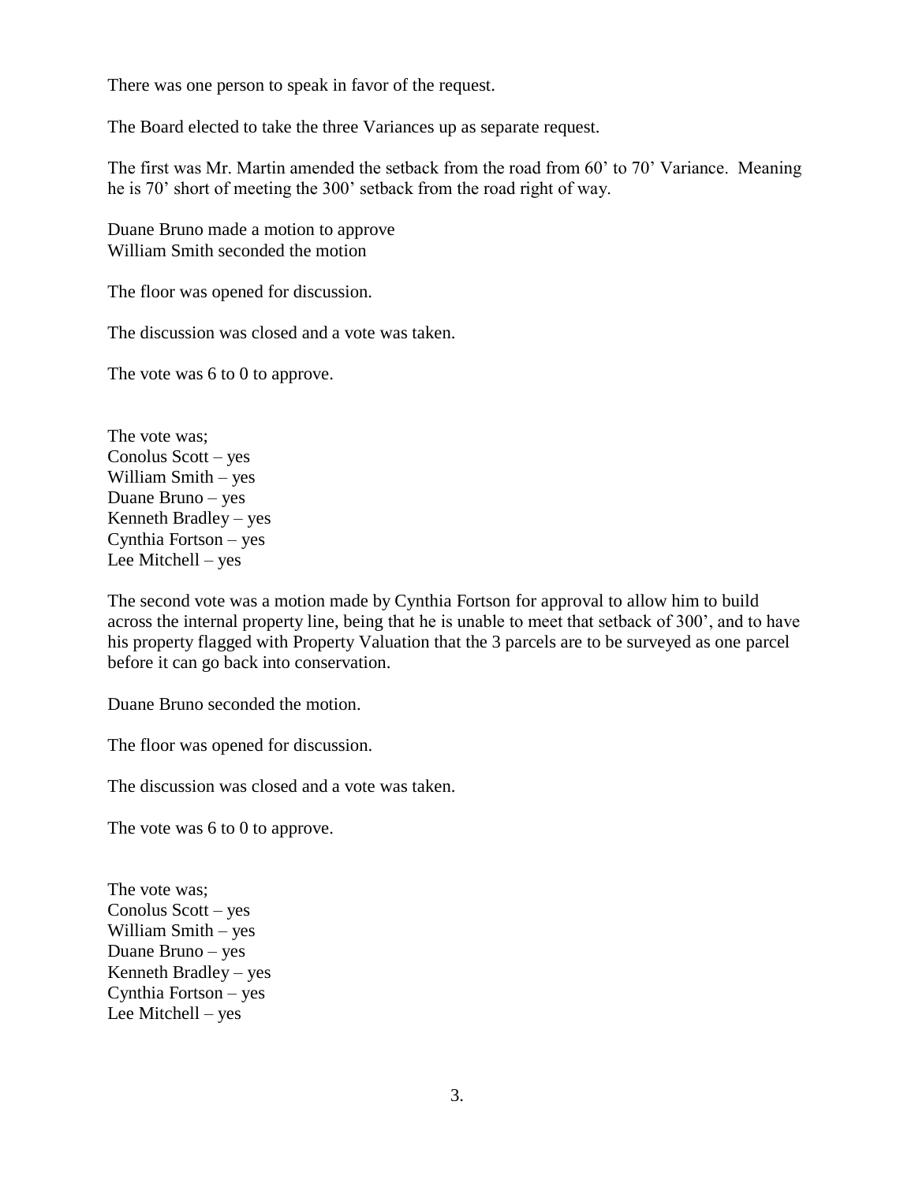There was one person to speak in favor of the request.

The Board elected to take the three Variances up as separate request.

The first was Mr. Martin amended the setback from the road from 60' to 70' Variance. Meaning he is 70' short of meeting the 300' setback from the road right of way.

Duane Bruno made a motion to approve
William Smith seconded the motion

The floor was opened for discussion.

The discussion was closed and a vote was taken.

The vote was 6 to 0 to approve.

The vote was;
Conolus Scott – yes
William Smith – yes
Duane Bruno – yes
Kenneth Bradley – yes
Cynthia Fortson – yes
Lee Mitchell – yes

The second vote was a motion made by Cynthia Fortson for approval to allow him to build across the internal property line, being that he is unable to meet that setback of 300', and to have his property flagged with Property Valuation that the 3 parcels are to be surveyed as one parcel before it can go back into conservation.

Duane Bruno seconded the motion.

The floor was opened for discussion.

The discussion was closed and a vote was taken.

The vote was 6 to 0 to approve.

The vote was;
Conolus Scott – yes
William Smith – yes
Duane Bruno – yes
Kenneth Bradley – yes
Cynthia Fortson – yes
Lee Mitchell – yes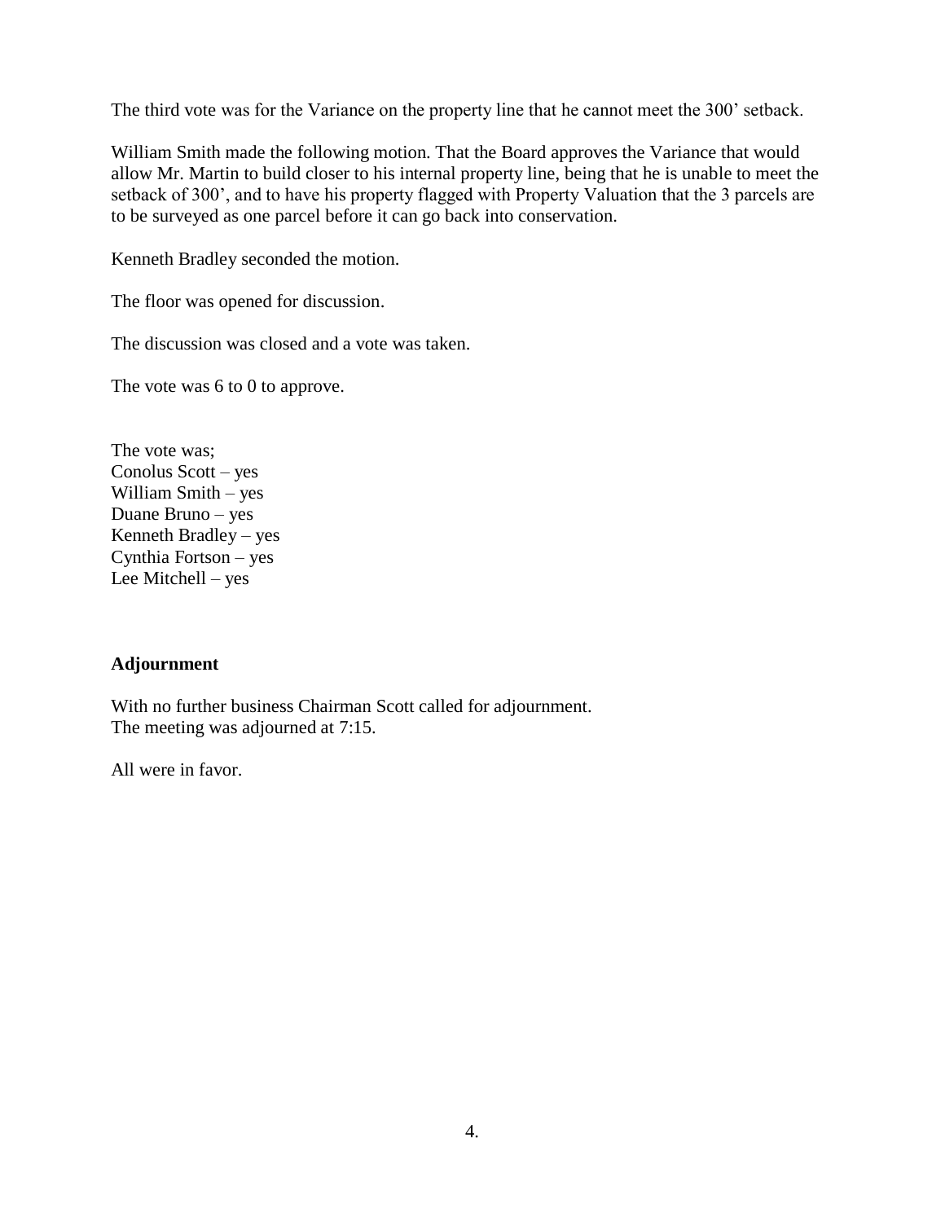The third vote was for the Variance on the property line that he cannot meet the 300' setback.

William Smith made the following motion. That the Board approves the Variance that would allow Mr. Martin to build closer to his internal property line, being that he is unable to meet the setback of 300', and to have his property flagged with Property Valuation that the 3 parcels are to be surveyed as one parcel before it can go back into conservation.

Kenneth Bradley seconded the motion.

The floor was opened for discussion.

The discussion was closed and a vote was taken.

The vote was 6 to 0 to approve.

The vote was;
Conolus Scott – yes
William Smith – yes
Duane Bruno – yes
Kenneth Bradley – yes
Cynthia Fortson – yes
Lee Mitchell – yes

**Adjournment**

With no further business Chairman Scott called for adjournment.
The meeting was adjourned at 7:15.

All were in favor.